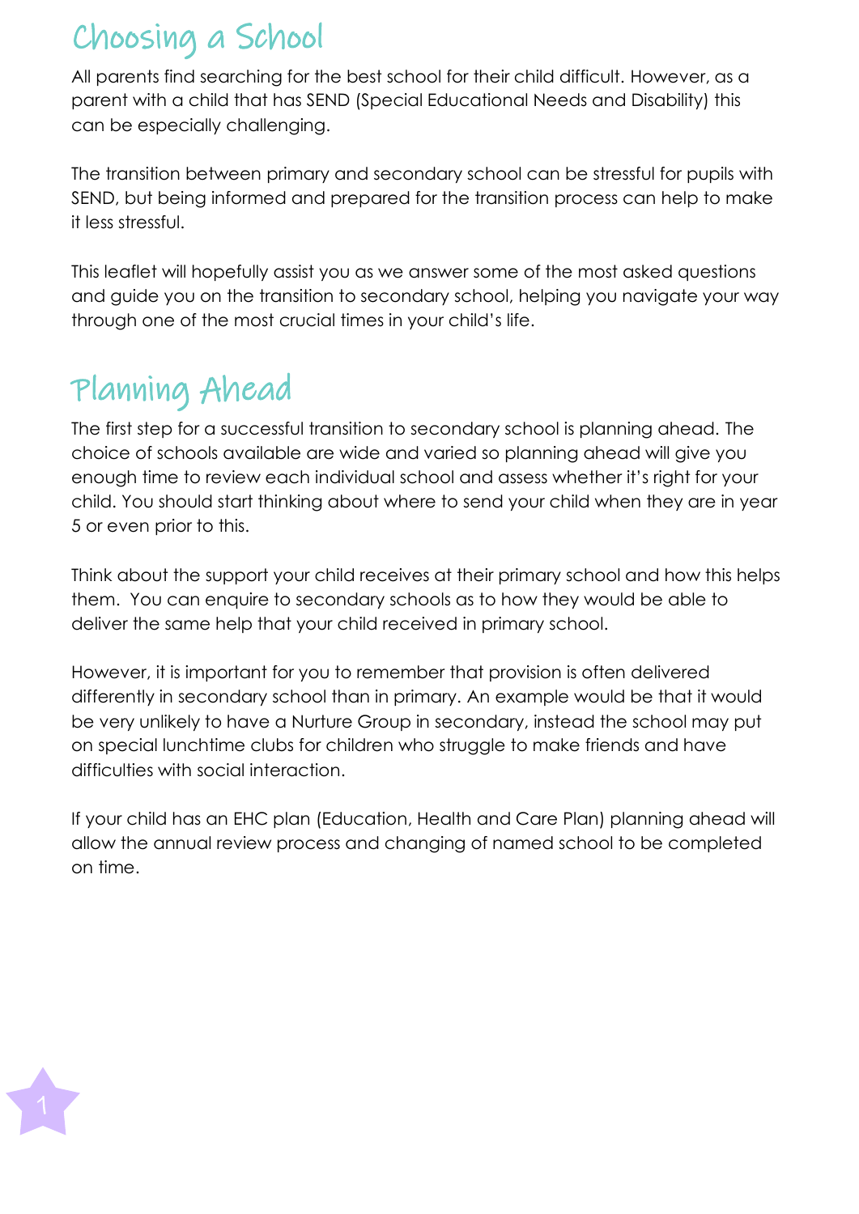## Choosing a School

All parents find searching for the best school for their child difficult. However, as a parent with a child that has SEND (Special Educational Needs and Disability) this can be especially challenging.

The transition between primary and secondary school can be stressful for pupils with SEND, but being informed and prepared for the transition process can help to make it less stressful.

This leaflet will hopefully assist you as we answer some of the most asked questions and guide you on the transition to secondary school, helping you navigate your way through one of the most crucial times in your child's life.

## Planning Ahead

The first step for a successful transition to secondary school is planning ahead. The choice of schools available are wide and varied so planning ahead will give you enough time to review each individual school and assess whether it's right for your child. You should start thinking about where to send your child when they are in year 5 or even prior to this.

Think about the support your child receives at their primary school and how this helps them. You can enquire to secondary schools as to how they would be able to deliver the same help that your child received in primary school.

However, it is important for you to remember that provision is often delivered differently in secondary school than in primary. An example would be that it would be very unlikely to have a Nurture Group in secondary, instead the school may put on special lunchtime clubs for children who struggle to make friends and have difficulties with social interaction.

If your child has an EHC plan (Education, Health and Care Plan) planning ahead will allow the annual review process and changing of named school to be completed on time.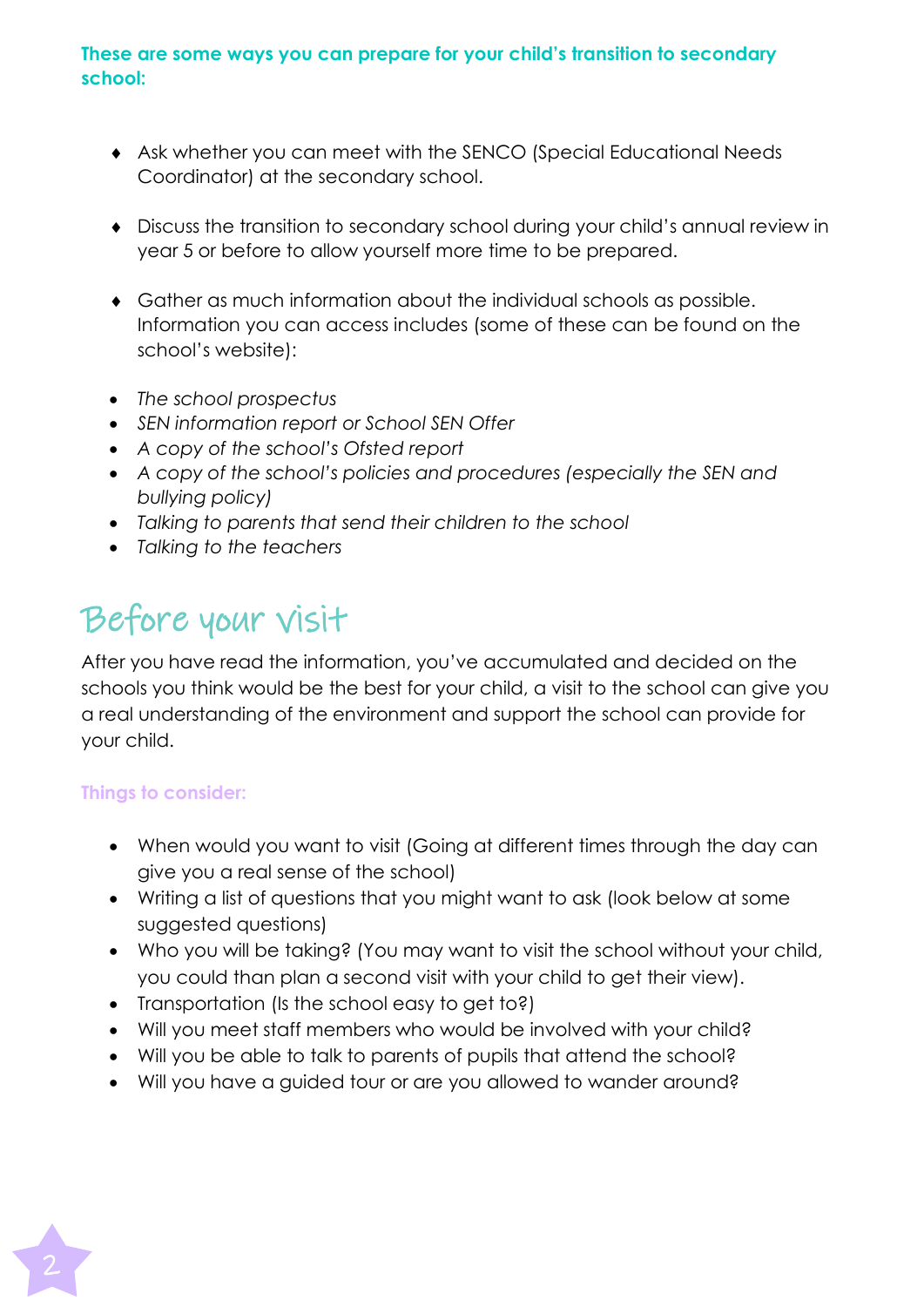**These are some ways you can prepare for your child's transition to secondary school:**

- Ask whether you can meet with the SENCO (Special Educational Needs Coordinator) at the secondary school.

- Discuss the transition to secondary school during your child's annual review in year 5 or before to allow yourself more time to be prepared.

- Gather as much information about the individual schools as possible. Information you can access includes (some of these can be found on the school's website):

- *The school prospectus*
- *SEN information report or School SEN Offer*
- *A copy of the school's Ofsted report*
- *A copy of the school's policies and procedures (especially the SEN and bullying policy)*
- *Talking to parents that send their children to the school*
- *Talking to the teachers*

# Before your visit

After you have read the information, you've accumulated and decided on the schools you think would be the best for your child, a visit to the school can give you a real understanding of the environment and support the school can provide for your child.

**Things to consider:**

- When would you want to visit (Going at different times through the day can give you a real sense of the school)
- Writing a list of questions that you might want to ask (look below at some suggested questions)
- Who you will be taking? (You may want to visit the school without your child, you could than plan a second visit with your child to get their view).
- Transportation (Is the school easy to get to?)
- Will you meet staff members who would be involved with your child?
- Will you be able to talk to parents of pupils that attend the school?
- Will you have a guided tour or are you allowed to wander around?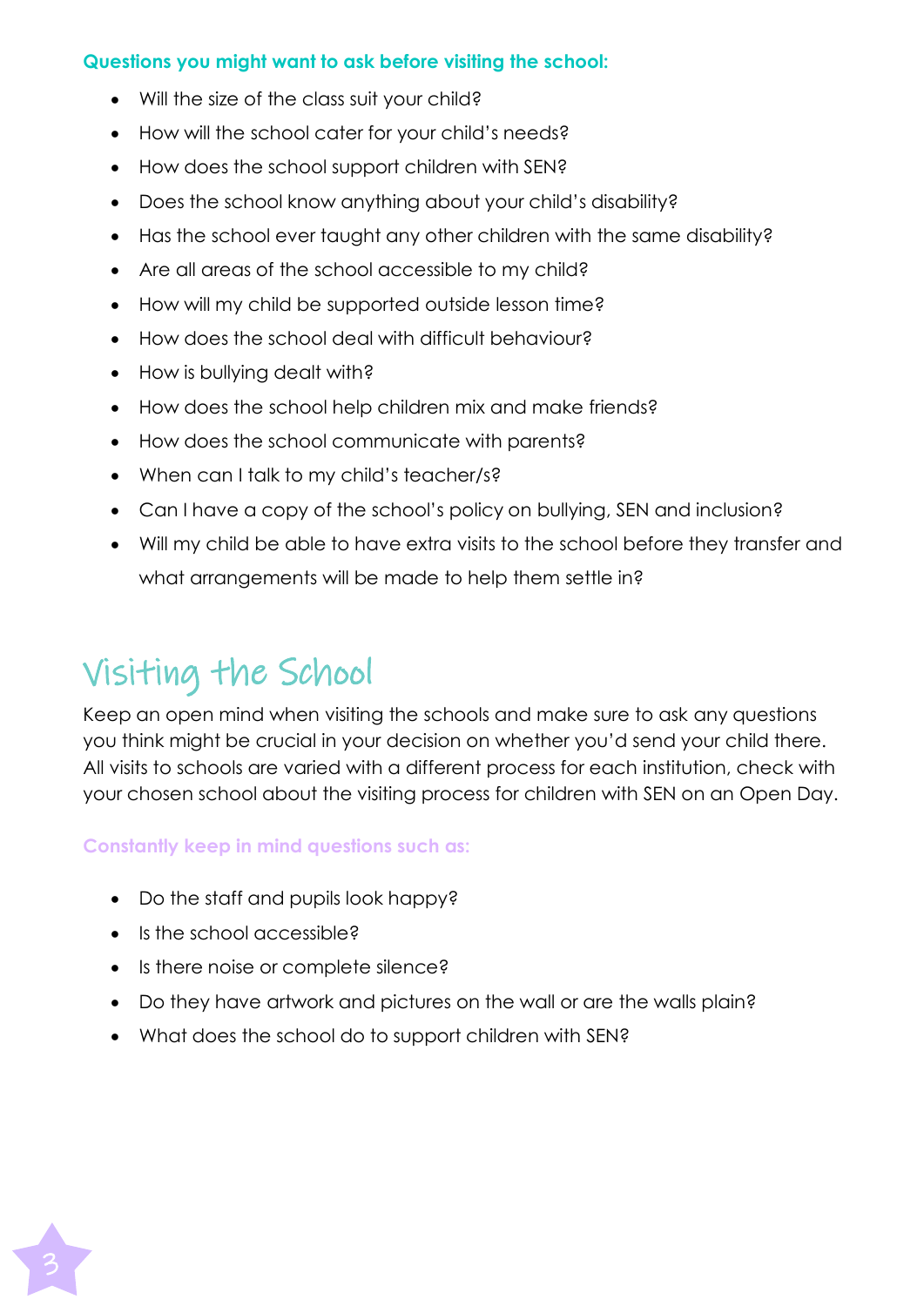**Questions you might want to ask before visiting the school:**

- Will the size of the class suit your child?
- How will the school cater for your child's needs?
- How does the school support children with SEN?
- Does the school know anything about your child's disability?
- Has the school ever taught any other children with the same disability?
- Are all areas of the school accessible to my child?
- How will my child be supported outside lesson time?
- How does the school deal with difficult behaviour?
- How is bullying dealt with?
- How does the school help children mix and make friends?
- How does the school communicate with parents?
- When can I talk to my child's teacher/s?
- Can I have a copy of the school's policy on bullying, SEN and inclusion?
- Will my child be able to have extra visits to the school before they transfer and what arrangements will be made to help them settle in?

# Visiting the School

Keep an open mind when visiting the schools and make sure to ask any questions you think might be crucial in your decision on whether you'd send your child there. All visits to schools are varied with a different process for each institution, check with your chosen school about the visiting process for children with SEN on an Open Day.

**Constantly keep in mind questions such as:**

- Do the staff and pupils look happy?
- Is the school accessible?
- Is there noise or complete silence?
- Do they have artwork and pictures on the wall or are the walls plain?
- What does the school do to support children with SEN?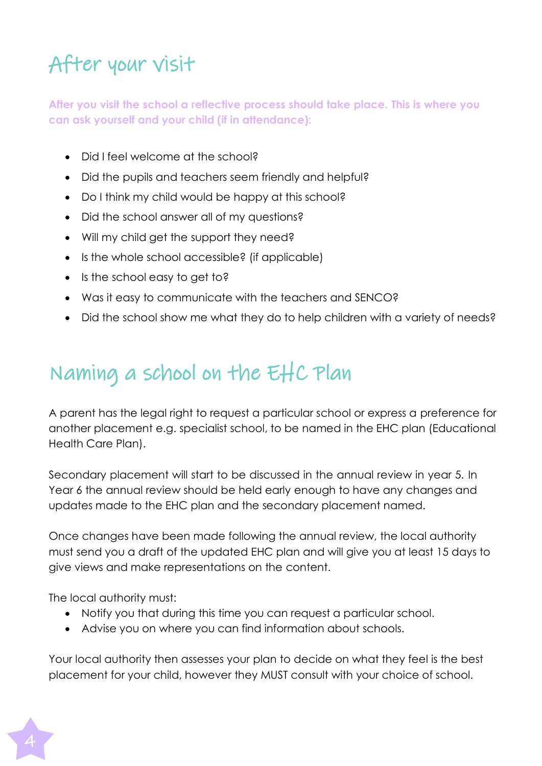# After your visit

**After you visit the school a reflective process should take place. This is where you can ask yourself and your child (if in attendance):**

- Did I feel welcome at the school?
- Did the pupils and teachers seem friendly and helpful?
- Do I think my child would be happy at this school?
- Did the school answer all of my questions?
- Will my child get the support they need?
- Is the whole school accessible? (if applicable)
- Is the school easy to get to?
- Was it easy to communicate with the teachers and SENCO?
- Did the school show me what they do to help children with a variety of needs?

# Naming a school on the EHC Plan

A parent has the legal right to request a particular school or express a preference for another placement e.g. specialist school, to be named in the EHC plan (Educational Health Care Plan).

Secondary placement will start to be discussed in the annual review in year 5. In Year 6 the annual review should be held early enough to have any changes and updates made to the EHC plan and the secondary placement named.

Once changes have been made following the annual review, the local authority must send you a draft of the updated EHC plan and will give you at least 15 days to give views and make representations on the content.

The local authority must:

- Notify you that during this time you can request a particular school.
- Advise you on where you can find information about schools.

Your local authority then assesses your plan to decide on what they feel is the best placement for your child, however they MUST consult with your choice of school.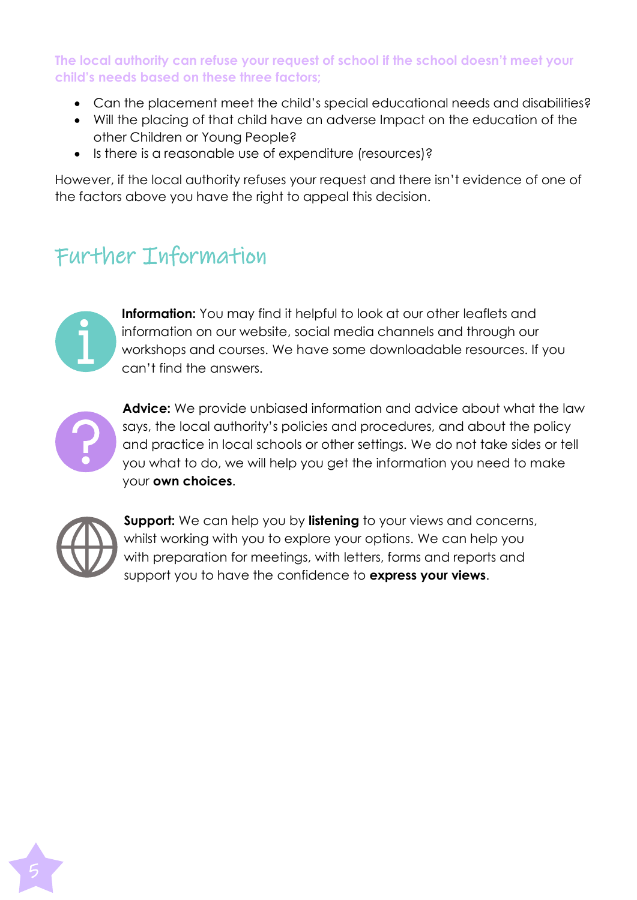**The local authority can refuse your request of school if the school doesn't meet your child's needs based on these three factors;**

- Can the placement meet the child's special educational needs and disabilities?
- Will the placing of that child have an adverse Impact on the education of the other Children or Young People?
- Is there is a reasonable use of expenditure (resources)?

However, if the local authority refuses your request and there isn't evidence of one of the factors above you have the right to appeal this decision.

## Further Information

**Information:** You may find it helpful to look at our other leaflets and information on our website, social media channels and through our workshops and courses. We have some downloadable resources. If you can't find the answers.

**Advice:** We provide unbiased information and advice about what the law says, the local authority's policies and procedures, and about the policy and practice in local schools or other settings. We do not take sides or tell you what to do, we will help you get the information you need to make your **own choices**.

**Support:** We can help you by **listening** to your views and concerns, whilst working with you to explore your options. We can help you with preparation for meetings, with letters, forms and reports and support you to have the confidence to **express your views**.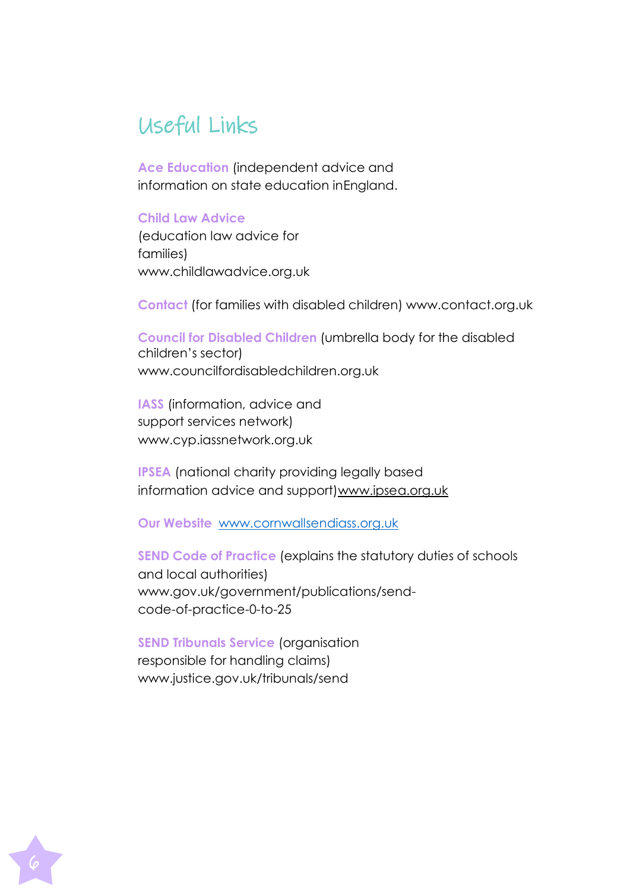## Useful Links

**Ace Education** (independent advice and information on state education inEngland.

**Child Law Advice**
(education law advice for families)
www.childlawadvice.org.uk

**Contact** (for families with disabled children) www.contact.org.uk

**Council for Disabled Children** (umbrella body for the disabled children's sector)
www.councilfordisabledchildren.org.uk

**IASS** (information, advice and support services network)
www.cyp.iassnetwork.org.uk

**IPSEA** (national charity providing legally based information advice and support)www.ipsea.org.uk

**Our Website** www.cornwallsendiass.org.uk

**SEND Code of Practice** (explains the statutory duties of schools and local authorities)
www.gov.uk/government/publications/send-code-of-practice-0-to-25

**SEND Tribunals Service** (organisation responsible for handling claims)
www.justice.gov.uk/tribunals/send